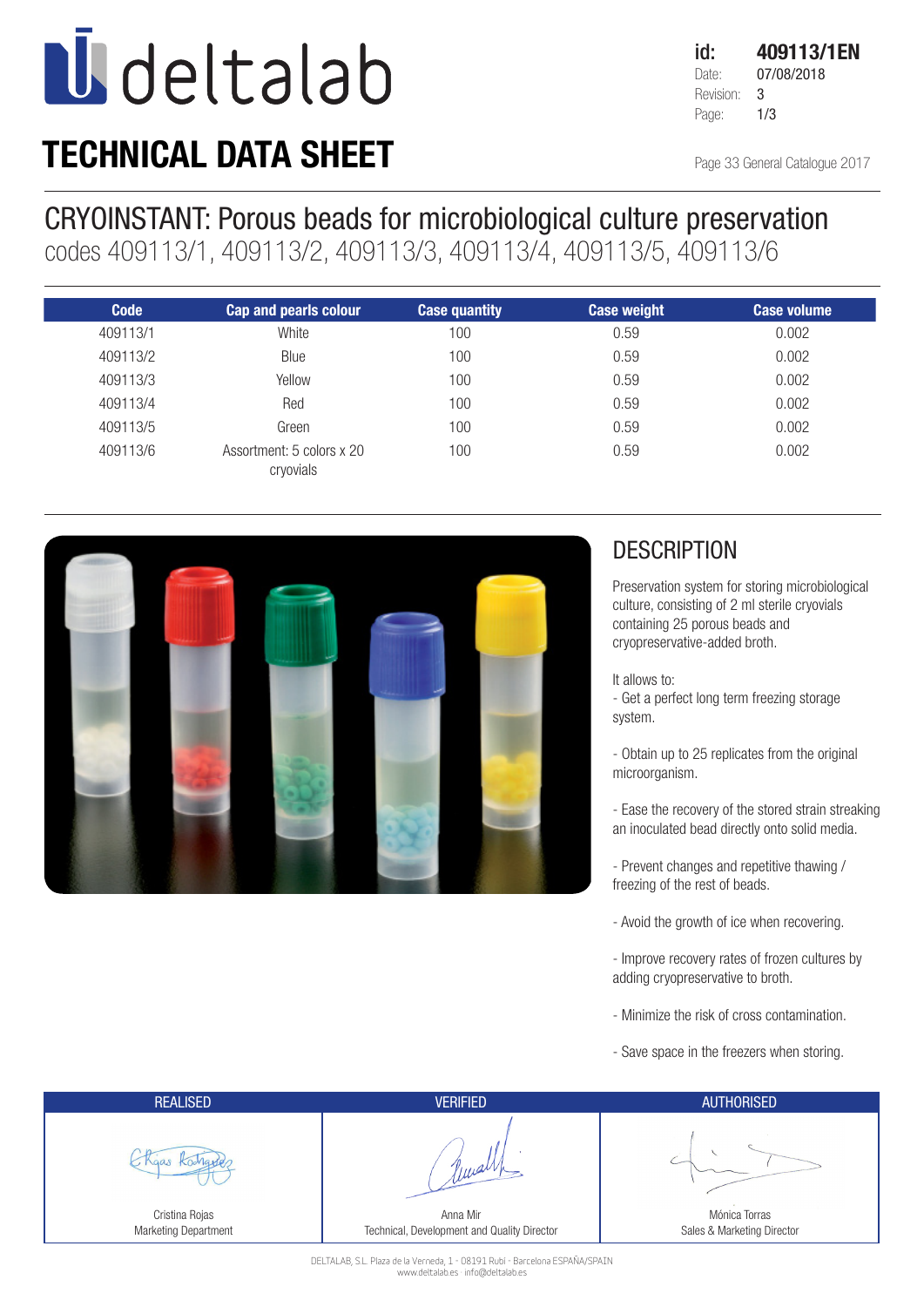# deltalab

## TECHNICAL DATA SHEET

**id:** 409113/1EN
Date: 07/08/2018
Revision: 3

Page 33 General Catalogue 2017

# CRYOINSTANT: Porous beads for microbiological culture preservation

codes 409113/1, 409113/2, 409113/3, 409113/4, 409113/5, 409113/6

| Code | Cap and pearls colour | Case quantity | Case weight | Case volume |
|---|---|---|---|---|
| 409113/1 | White | 100 | 0.59 | 0.002 |
| 409113/2 | Blue | 100 | 0.59 | 0.002 |
| 409113/3 | Yellow | 100 | 0.59 | 0.002 |
| 409113/4 | Red | 100 | 0.59 | 0.002 |
| 409113/5 | Green | 100 | 0.59 | 0.002 |
| 409113/6 | Assortment: 5 colors x 20 cryovials | 100 | 0.59 | 0.002 |

## DESCRIPTION

Preservation system for storing microbiological culture, consisting of 2 ml sterile cryovials containing 25 porous beads and cryopreservative-added broth.

It allows to:

- Get a perfect long term freezing storage system.
- Obtain up to 25 replicates from the original microorganism.
- Ease the recovery of the stored strain streaking an inoculated bead directly onto solid media.
- Prevent changes and repetitive thawing / freezing of the rest of beads.
- Avoid the growth of ice when recovering.
- Improve recovery rates of frozen cultures by adding cryopreservative to broth.
- Minimize the risk of cross contamination.
- Save space in the freezers when storing.

| REALISED | VERIFIED | AUTHORISED |
|---|---|---|
| Cristina Rojas<br>Marketing Department | Anna Mir<br>Technical, Development and Quality Director | Mónica Torras<br>Sales & Marketing Director |

DELTALAB, S.L. Plaza de la Verneda, 1 - 08191 Rubí - Barcelona ESPAÑA/SPAIN
www.deltalab.es · info@deltalab.es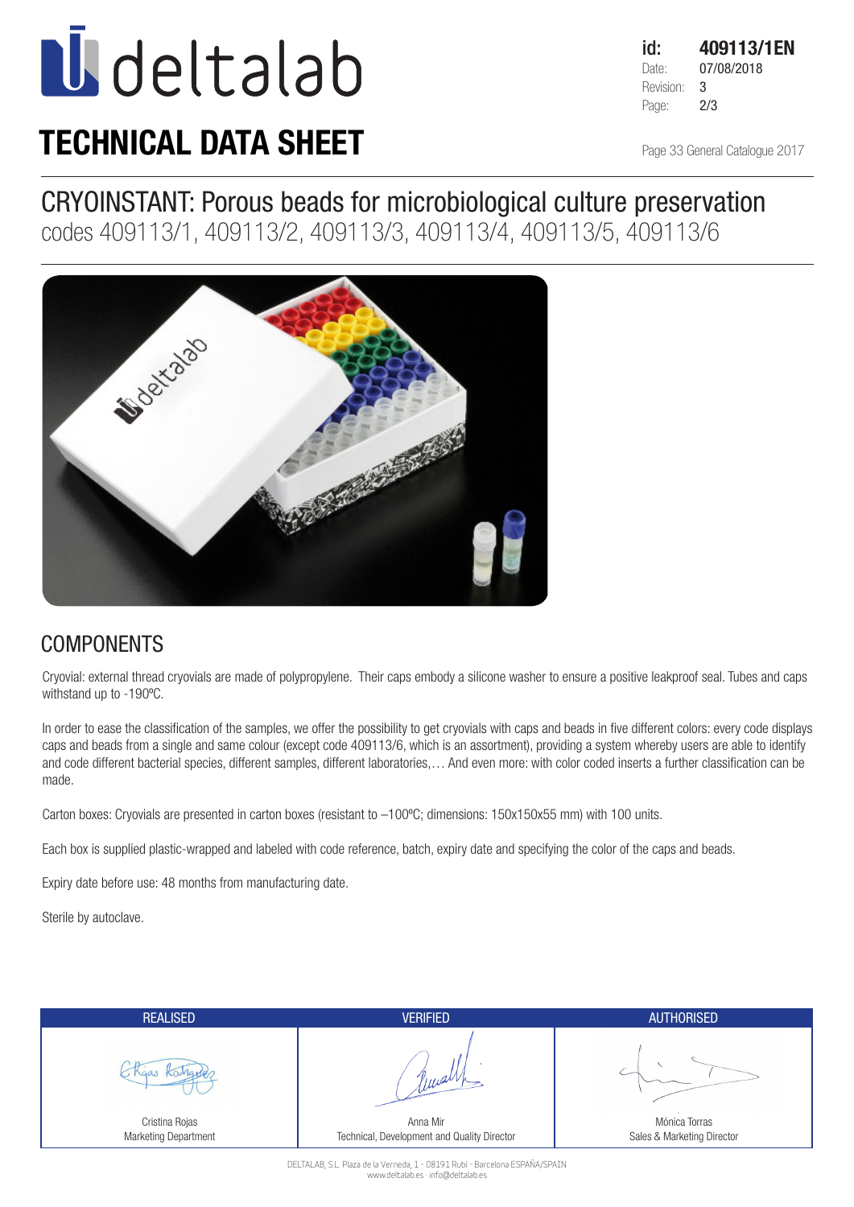# TECHNICAL DATA SHEET

| | |
|---|---|
| id: | 409113/1EN |
| Date: | 07/08/2018 |
| Revision: | 3 |
| Page: | 2/3 |

Page 33 General Catalogue 2017

## CRYOINSTANT: Porous beads for microbiological culture preservation

codes 409113/1, 409113/2, 409113/3, 409113/4, 409113/5, 409113/6

## COMPONENTS

Cryovial: external thread cryovials are made of polypropylene. Their caps embody a silicone washer to ensure a positive leakproof seal. Tubes and caps withstand up to -190ºC.

In order to ease the classification of the samples, we offer the possibility to get cryovials with caps and beads in five different colors: every code displays caps and beads from a single and same colour (except code 409113/6, which is an assortment), providing a system whereby users are able to identify and code different bacterial species, different samples, different laboratories,… And even more: with color coded inserts a further classification can be made.

Carton boxes: Cryovials are presented in carton boxes (resistant to –100ºC; dimensions: 150x150x55 mm) with 100 units.

Each box is supplied plastic-wrapped and labeled with code reference, batch, expiry date and specifying the color of the caps and beads.

Expiry date before use: 48 months from manufacturing date.

Sterile by autoclave.

| REALISED | VERIFIED | AUTHORISED |
|---|---|---|
| Cristina Rojas<br>Marketing Department | Anna Mir<br>Technical, Development and Quality Director | Mónica Torras<br>Sales & Marketing Director |

DELTALAB, S.L. Plaza de la Verneda, 1 - 08191 Rubí - Barcelona ESPAÑA/SPAIN
www.deltalab.es · info@deltalab.es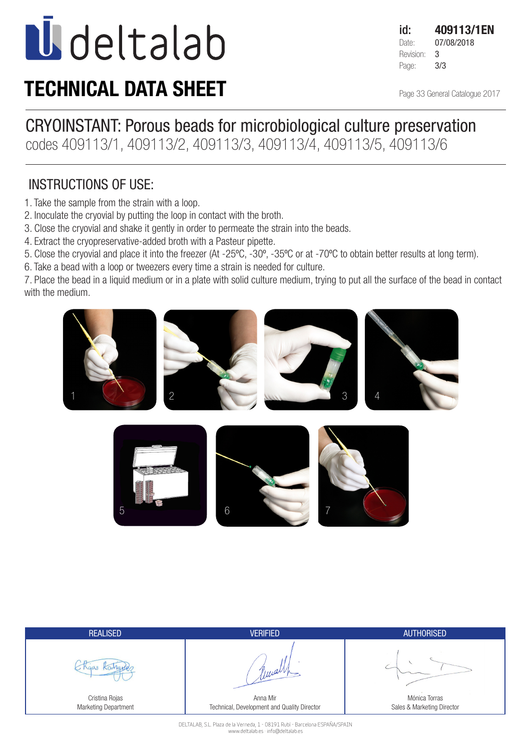# deltalab

## TECHNICAL DATA SHEET

id: **409113/1EN**
Date: 07/08/2018
Revision: 3

Page 33 General Catalogue 2017

# CRYOINSTANT: Porous beads for microbiological culture preservation

codes 409113/1, 409113/2, 409113/3, 409113/4, 409113/5, 409113/6

## INSTRUCTIONS OF USE:

1. Take the sample from the strain with a loop.
2. Inoculate the cryovial by putting the loop in contact with the broth.
3. Close the cryovial and shake it gently in order to permeate the strain into the beads.
4. Extract the cryopreservative-added broth with a Pasteur pipette.
5. Close the cryovial and place it into the freezer (At -25ºC, -30º, -35ºC or at -70ºC to obtain better results at long term).
6. Take a bead with a loop or tweezers every time a strain is needed for culture.
7. Place the bead in a liquid medium or in a plate with solid culture medium, trying to put all the surface of the bead in contact with the medium.

1 2 3 4

5 6 7

| REALISED | VERIFIED | AUTHORISED |
|---|---|---|
| Cristina Rojas<br>Marketing Department | Anna Mir<br>Technical, Development and Quality Director | Mónica Torras<br>Sales & Marketing Director |

DELTALAB, S.L. Plaza de la Verneda, 1 - 08191 Rubí - Barcelona ESPAÑA/SPAIN
www.deltalab.es · info@deltalab.es